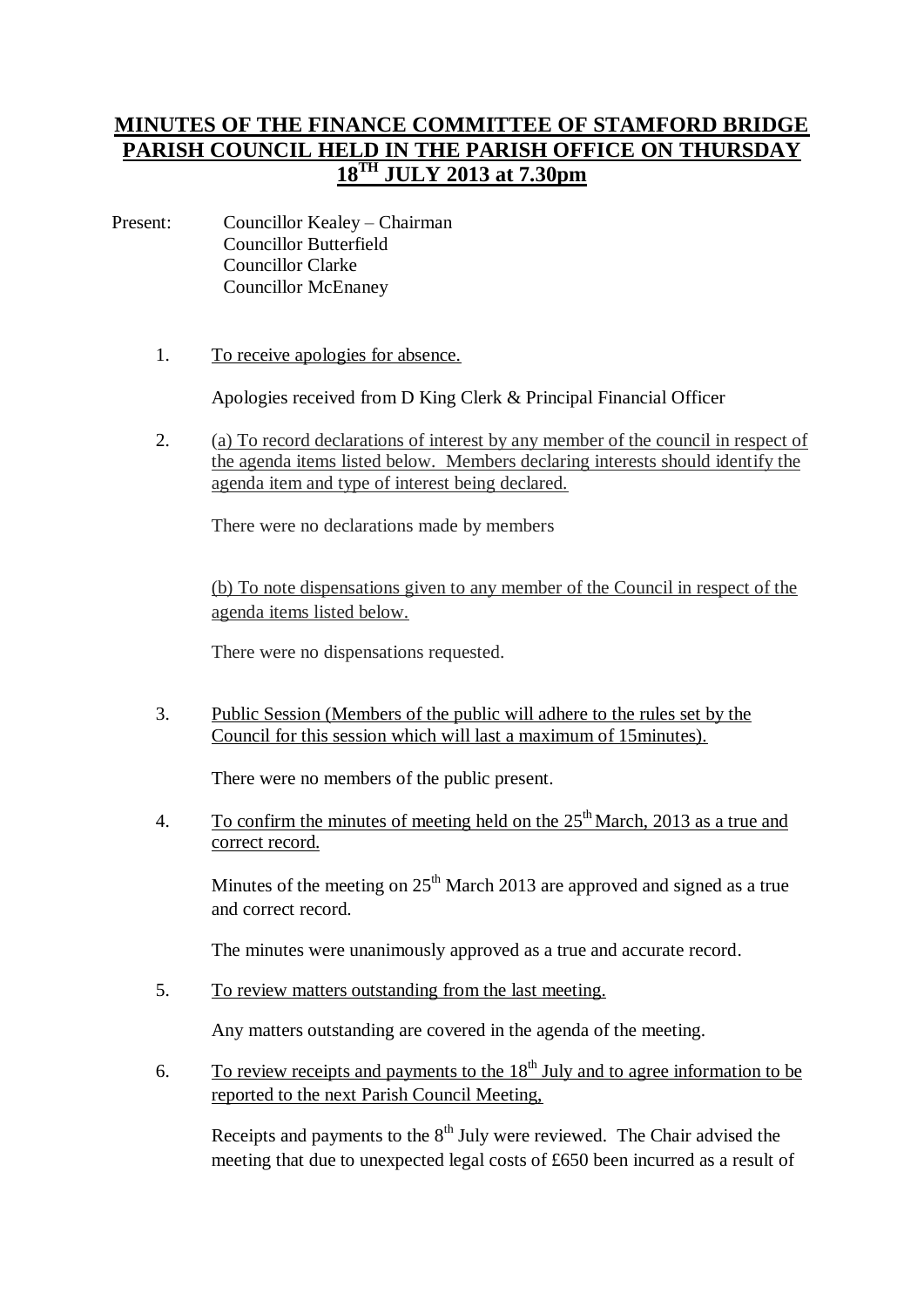# MINUTES OF THE FINANCE COMMITTEE OF STAMFORD BRIDGE PARISH COUNCIL HELD IN THE PARISH OFFICE ON THURSDAY 18TH JULY 2013 at 7.30pm

Present: Councillor Kealey – Chairman
Councillor Butterfield
Councillor Clarke
Councillor McEnaney

1. To receive apologies for absence.

   Apologies received from D King Clerk & Principal Financial Officer

2. (a) To record declarations of interest by any member of the council in respect of the agenda items listed below. Members declaring interests should identify the agenda item and type of interest being declared.

   There were no declarations made by members

   (b) To note dispensations given to any member of the Council in respect of the agenda items listed below.

   There were no dispensations requested.

3. Public Session (Members of the public will adhere to the rules set by the Council for this session which will last a maximum of 15minutes).

   There were no members of the public present.

4. To confirm the minutes of meeting held on the 25th March, 2013 as a true and correct record.

   Minutes of the meeting on 25th March 2013 are approved and signed as a true and correct record.

   The minutes were unanimously approved as a true and accurate record.

5. To review matters outstanding from the last meeting.

   Any matters outstanding are covered in the agenda of the meeting.

6. To review receipts and payments to the 18th July and to agree information to be reported to the next Parish Council Meeting,

   Receipts and payments to the 8th July were reviewed. The Chair advised the meeting that due to unexpected legal costs of £650 been incurred as a result of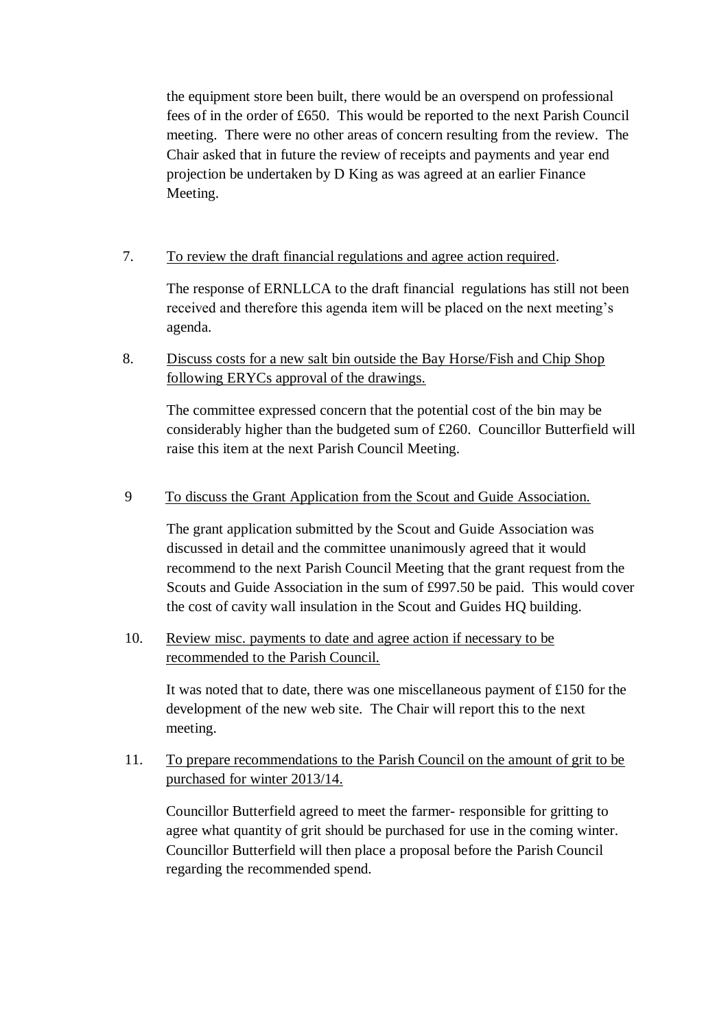the equipment store been built, there would be an overspend on professional fees of in the order of £650. This would be reported to the next Parish Council meeting. There were no other areas of concern resulting from the review. The Chair asked that in future the review of receipts and payments and year end projection be undertaken by D King as was agreed at an earlier Finance Meeting.

7. To review the draft financial regulations and agree action required.

   The response of ERNLLCA to the draft financial regulations has still not been received and therefore this agenda item will be placed on the next meeting's agenda.

8. Discuss costs for a new salt bin outside the Bay Horse/Fish and Chip Shop following ERYCs approval of the drawings.

   The committee expressed concern that the potential cost of the bin may be considerably higher than the budgeted sum of £260. Councillor Butterfield will raise this item at the next Parish Council Meeting.

9. To discuss the Grant Application from the Scout and Guide Association.

   The grant application submitted by the Scout and Guide Association was discussed in detail and the committee unanimously agreed that it would recommend to the next Parish Council Meeting that the grant request from the Scouts and Guide Association in the sum of £997.50 be paid. This would cover the cost of cavity wall insulation in the Scout and Guides HQ building.

10. Review misc. payments to date and agree action if necessary to be recommended to the Parish Council.

    It was noted that to date, there was one miscellaneous payment of £150 for the development of the new web site. The Chair will report this to the next meeting.

11. To prepare recommendations to the Parish Council on the amount of grit to be purchased for winter 2013/14.

    Councillor Butterfield agreed to meet the farmer- responsible for gritting to agree what quantity of grit should be purchased for use in the coming winter. Councillor Butterfield will then place a proposal before the Parish Council regarding the recommended spend.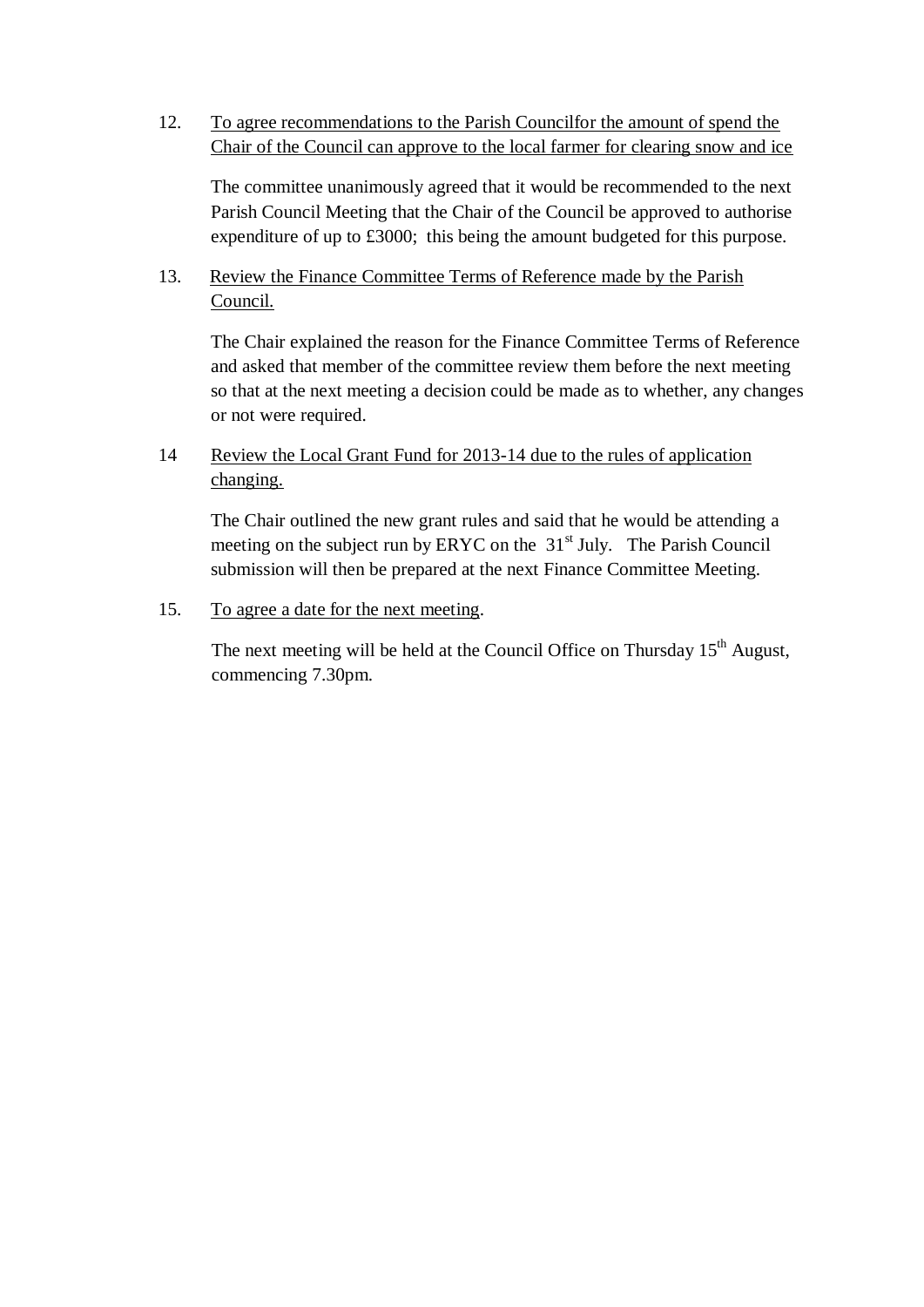12. <u>To agree recommendations to the Parish Councilfor the amount of spend the Chair of the Council can approve to the local farmer for clearing snow and ice</u>

    The committee unanimously agreed that it would be recommended to the next Parish Council Meeting that the Chair of the Council be approved to authorise expenditure of up to £3000; this being the amount budgeted for this purpose.

13. <u>Review the Finance Committee Terms of Reference made by the Parish Council.</u>

    The Chair explained the reason for the Finance Committee Terms of Reference and asked that member of the committee review them before the next meeting so that at the next meeting a decision could be made as to whether, any changes or not were required.

14 <u>Review the Local Grant Fund for 2013-14 due to the rules of application changing.</u>

    The Chair outlined the new grant rules and said that he would be attending a meeting on the subject run by ERYC on the 31st July. The Parish Council submission will then be prepared at the next Finance Committee Meeting.

15. <u>To agree a date for the next meeting</u>.

    The next meeting will be held at the Council Office on Thursday 15th August, commencing 7.30pm.